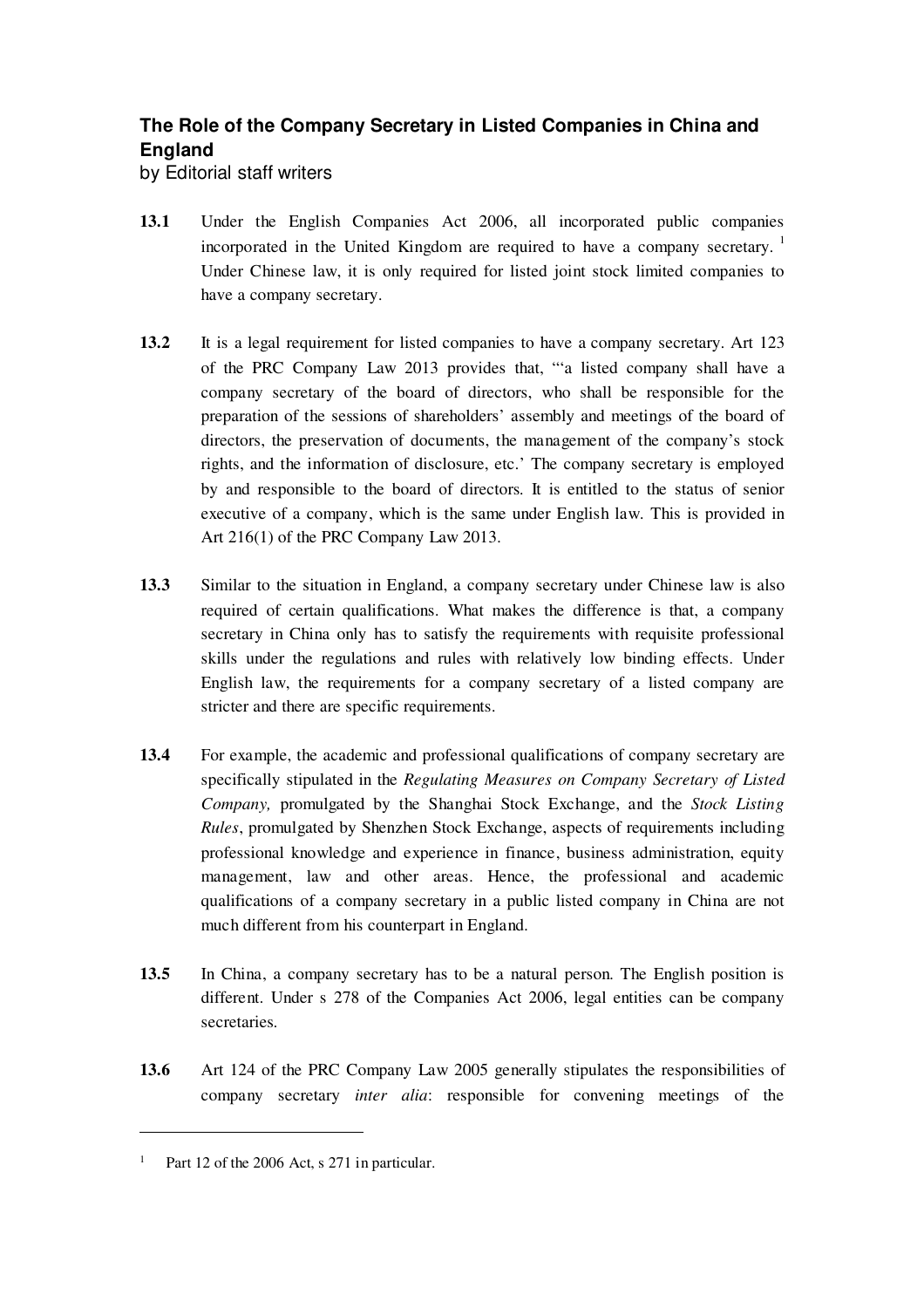# The Role of the Company Secretary in Listed Companies in China and England

by Editorial staff writers

**13.1** Under the English Companies Act 2006, all incorporated public companies incorporated in the United Kingdom are required to have a company secretary. [1] Under Chinese law, it is only required for listed joint stock limited companies to have a company secretary.

**13.2** It is a legal requirement for listed companies to have a company secretary. Art 123 of the PRC Company Law 2013 provides that, '"a listed company shall have a company secretary of the board of directors, who shall be responsible for the preparation of the sessions of shareholders' assembly and meetings of the board of directors, the preservation of documents, the management of the company's stock rights, and the information of disclosure, etc.' The company secretary is employed by and responsible to the board of directors. It is entitled to the status of senior executive of a company, which is the same under English law. This is provided in Art 216(1) of the PRC Company Law 2013.

**13.3** Similar to the situation in England, a company secretary under Chinese law is also required of certain qualifications. What makes the difference is that, a company secretary in China only has to satisfy the requirements with requisite professional skills under the regulations and rules with relatively low binding effects. Under English law, the requirements for a company secretary of a listed company are stricter and there are specific requirements.

**13.4** For example, the academic and professional qualifications of company secretary are specifically stipulated in the *Regulating Measures on Company Secretary of Listed Company,* promulgated by the Shanghai Stock Exchange, and the *Stock Listing Rules*, promulgated by Shenzhen Stock Exchange, aspects of requirements including professional knowledge and experience in finance, business administration, equity management, law and other areas. Hence, the professional and academic qualifications of a company secretary in a public listed company in China are not much different from his counterpart in England.

**13.5** In China, a company secretary has to be a natural person. The English position is different. Under s 278 of the Companies Act 2006, legal entities can be company secretaries.

**13.6** Art 124 of the PRC Company Law 2005 generally stipulates the responsibilities of company secretary *inter alia*: responsible for convening meetings of the

---

[1] Part 12 of the 2006 Act, s 271 in particular.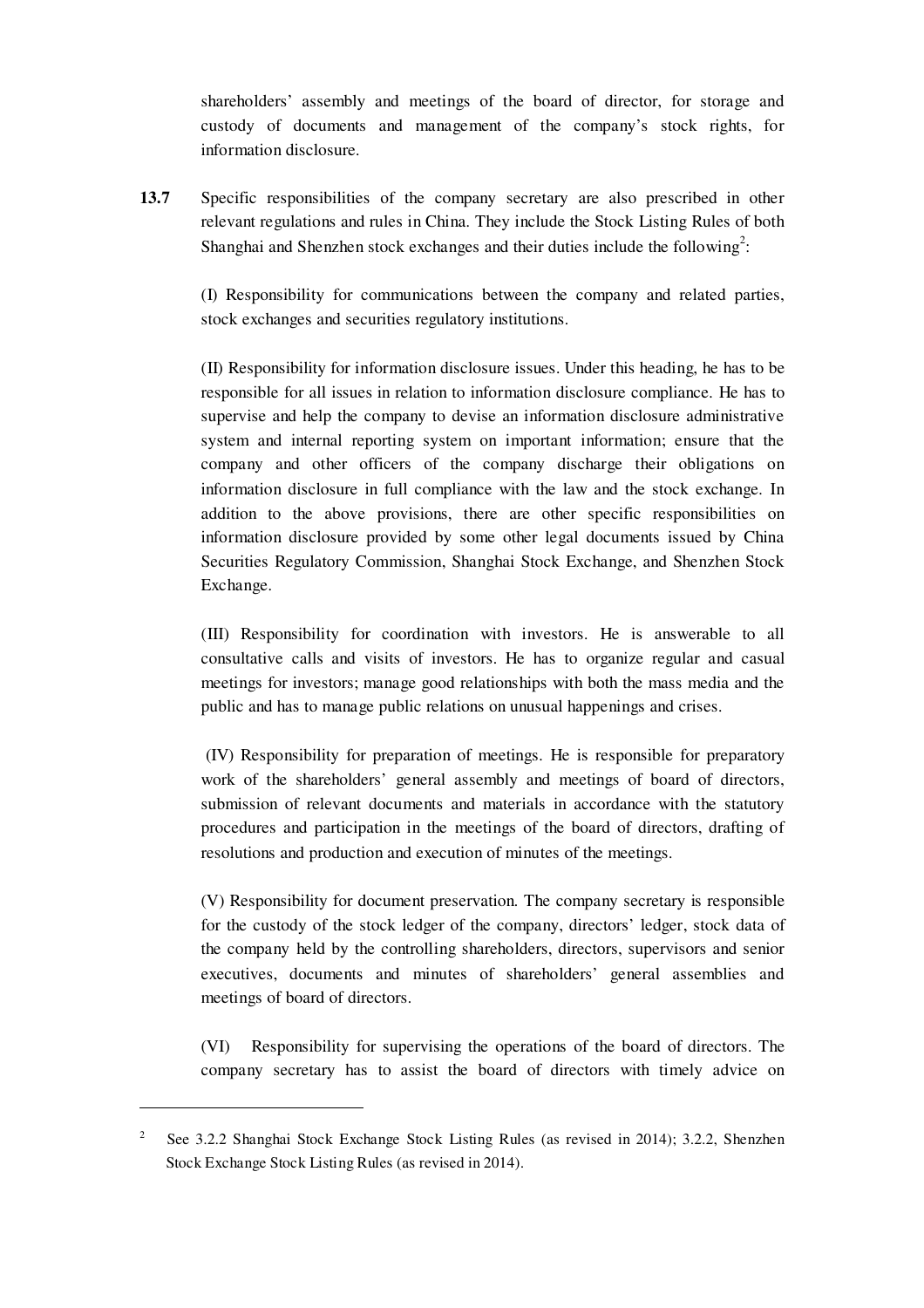shareholders' assembly and meetings of the board of director, for storage and custody of documents and management of the company's stock rights, for information disclosure.

**13.7** Specific responsibilities of the company secretary are also prescribed in other relevant regulations and rules in China. They include the Stock Listing Rules of both Shanghai and Shenzhen stock exchanges and their duties include the following[2]:

(I) Responsibility for communications between the company and related parties, stock exchanges and securities regulatory institutions.

(II) Responsibility for information disclosure issues. Under this heading, he has to be responsible for all issues in relation to information disclosure compliance. He has to supervise and help the company to devise an information disclosure administrative system and internal reporting system on important information; ensure that the company and other officers of the company discharge their obligations on information disclosure in full compliance with the law and the stock exchange. In addition to the above provisions, there are other specific responsibilities on information disclosure provided by some other legal documents issued by China Securities Regulatory Commission, Shanghai Stock Exchange, and Shenzhen Stock Exchange.

(III) Responsibility for coordination with investors. He is answerable to all consultative calls and visits of investors. He has to organize regular and casual meetings for investors; manage good relationships with both the mass media and the public and has to manage public relations on unusual happenings and crises.

(IV) Responsibility for preparation of meetings. He is responsible for preparatory work of the shareholders' general assembly and meetings of board of directors, submission of relevant documents and materials in accordance with the statutory procedures and participation in the meetings of the board of directors, drafting of resolutions and production and execution of minutes of the meetings.

(V) Responsibility for document preservation. The company secretary is responsible for the custody of the stock ledger of the company, directors' ledger, stock data of the company held by the controlling shareholders, directors, supervisors and senior executives, documents and minutes of shareholders' general assemblies and meetings of board of directors.

(VI) Responsibility for supervising the operations of the board of directors. The company secretary has to assist the board of directors with timely advice on

---

[2] See 3.2.2 Shanghai Stock Exchange Stock Listing Rules (as revised in 2014); 3.2.2, Shenzhen Stock Exchange Stock Listing Rules (as revised in 2014).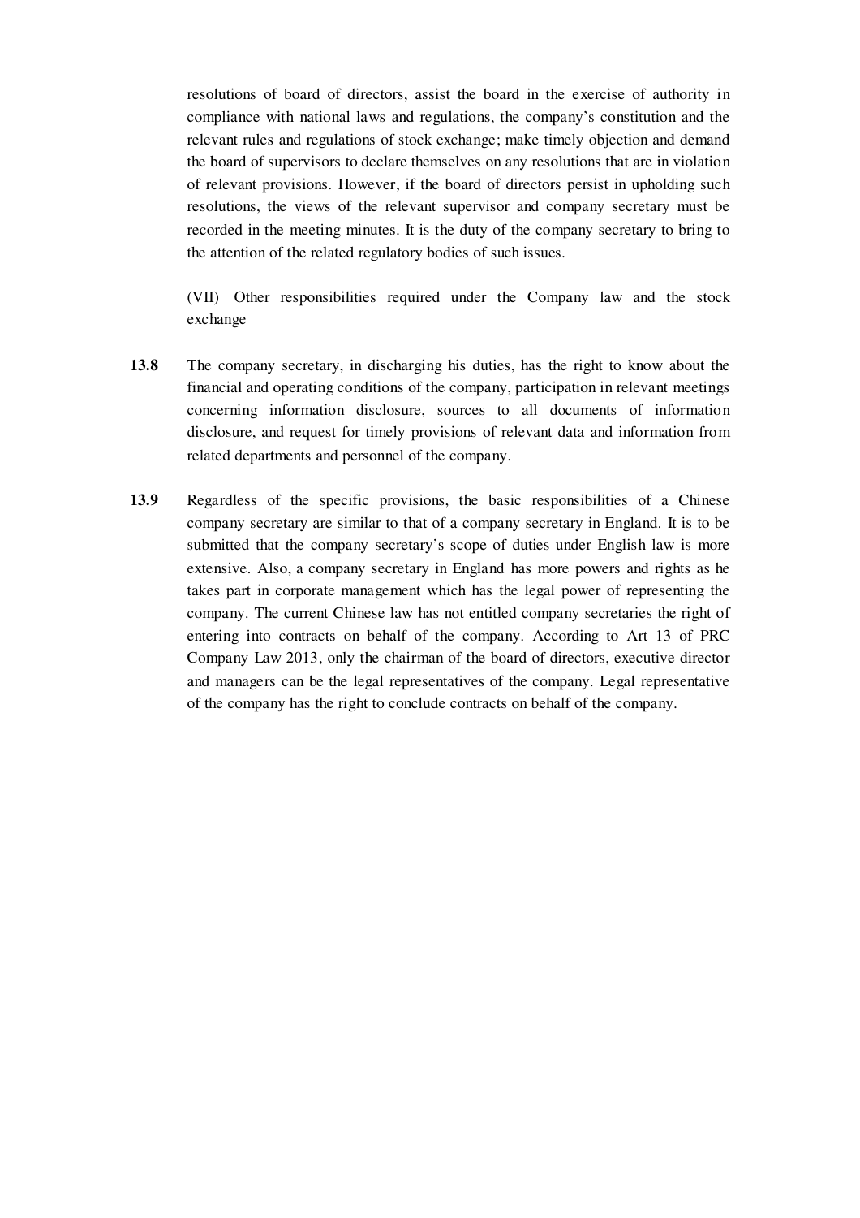resolutions of board of directors, assist the board in the exercise of authority in compliance with national laws and regulations, the company's constitution and the relevant rules and regulations of stock exchange; make timely objection and demand the board of supervisors to declare themselves on any resolutions that are in violation of relevant provisions. However, if the board of directors persist in upholding such resolutions, the views of the relevant supervisor and company secretary must be recorded in the meeting minutes. It is the duty of the company secretary to bring to the attention of the related regulatory bodies of such issues.

(VII) Other responsibilities required under the Company law and the stock exchange

**13.8** The company secretary, in discharging his duties, has the right to know about the financial and operating conditions of the company, participation in relevant meetings concerning information disclosure, sources to all documents of information disclosure, and request for timely provisions of relevant data and information from related departments and personnel of the company.

**13.9** Regardless of the specific provisions, the basic responsibilities of a Chinese company secretary are similar to that of a company secretary in England. It is to be submitted that the company secretary's scope of duties under English law is more extensive. Also, a company secretary in England has more powers and rights as he takes part in corporate management which has the legal power of representing the company. The current Chinese law has not entitled company secretaries the right of entering into contracts on behalf of the company. According to Art 13 of PRC Company Law 2013, only the chairman of the board of directors, executive director and managers can be the legal representatives of the company. Legal representative of the company has the right to conclude contracts on behalf of the company.